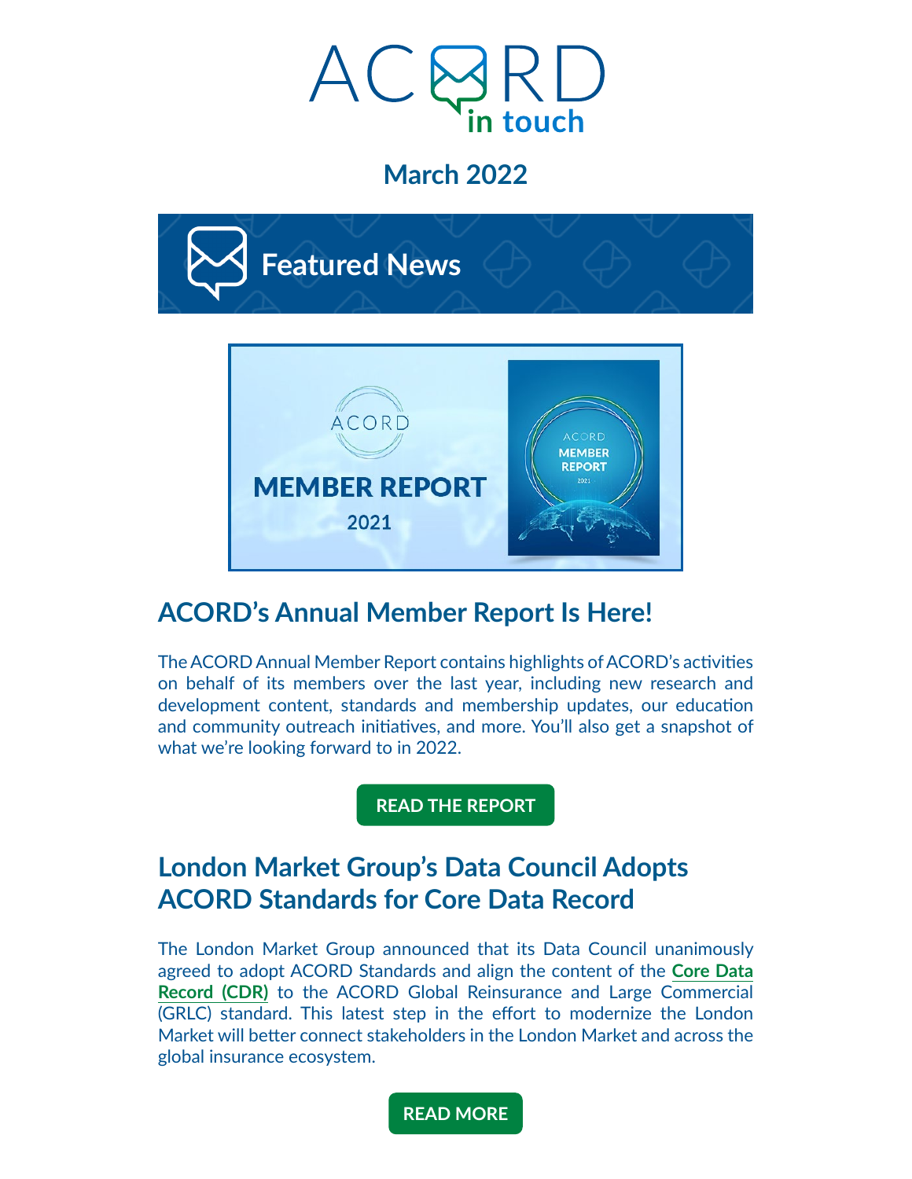# ACORD in touch

## March 2022

## Featured News

MEMBER REPORT 2021

### ACORD's Annual Member Report Is Here!

The ACORD Annual Member Report contains highlights of ACORD's activities on behalf of its members over the last year, including new research and development content, standards and membership updates, our education and community outreach initiatives, and more. You'll also get a snapshot of what we're looking forward to in 2022.

**READ THE REPORT**

### London Market Group's Data Council Adopts ACORD Standards for Core Data Record

The London Market Group announced that its Data Council unanimously agreed to adopt ACORD Standards and align the content of the **Core Data Record (CDR)** to the ACORD Global Reinsurance and Large Commercial (GRLC) standard. This latest step in the effort to modernize the London Market will better connect stakeholders in the London Market and across the global insurance ecosystem.

**READ MORE**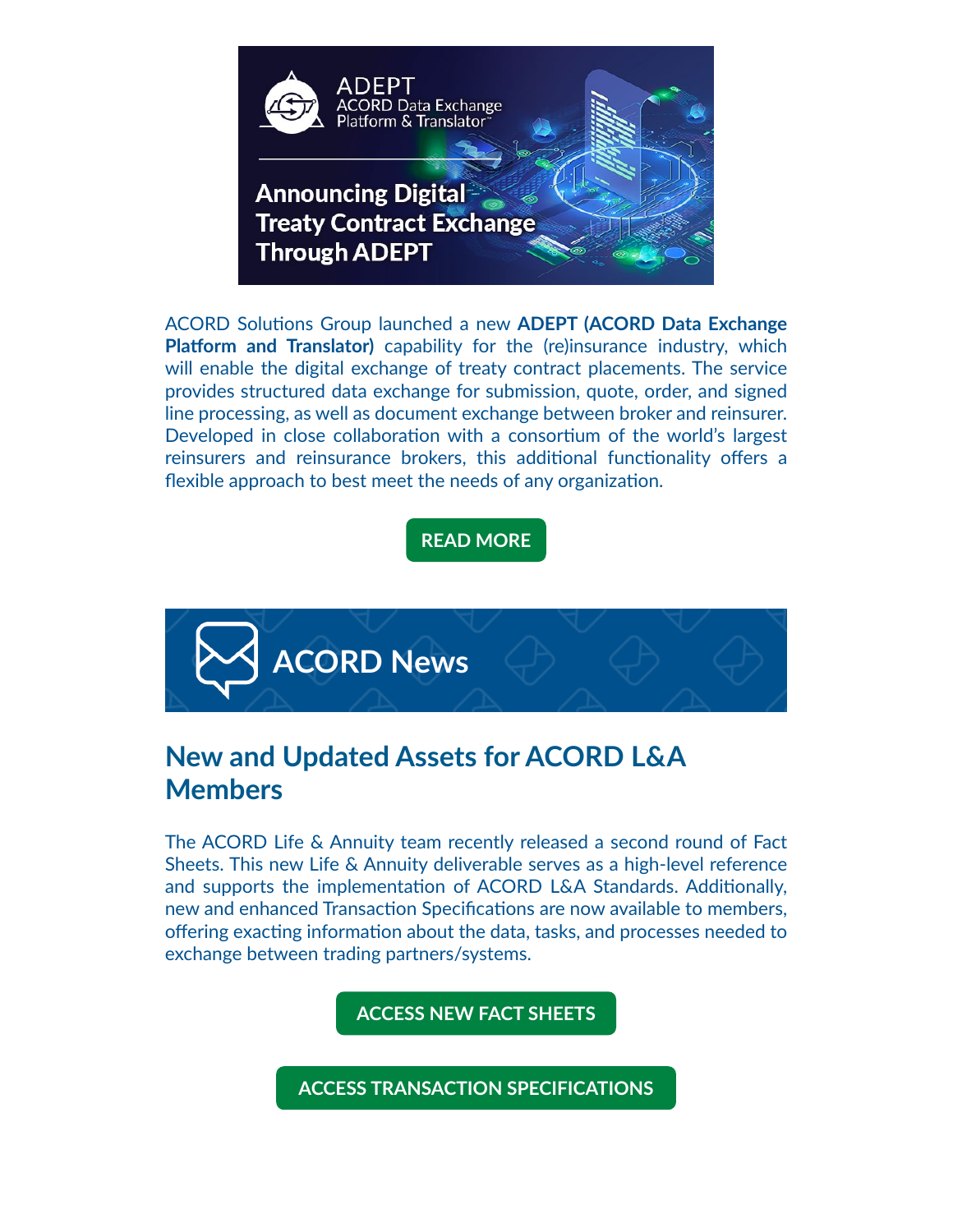## ADEPT

ACORD Data Exchange Platform & Translator™

## Announcing Digital Treaty Contract Exchange Through ADEPT

ACORD Solutions Group launched a new **ADEPT (ACORD Data Exchange Platform and Translator)** capability for the (re)insurance industry, which will enable the digital exchange of treaty contract placements. The service provides structured data exchange for submission, quote, order, and signed line processing, as well as document exchange between broker and reinsurer. Developed in close collaboration with a consortium of the world's largest reinsurers and reinsurance brokers, this additional functionality offers a flexible approach to best meet the needs of any organization.

**READ MORE**

# ACORD News

## New and Updated Assets for ACORD L&A Members

The ACORD Life & Annuity team recently released a second round of Fact Sheets. This new Life & Annuity deliverable serves as a high-level reference and supports the implementation of ACORD L&A Standards. Additionally, new and enhanced Transaction Specifications are now available to members, offering exacting information about the data, tasks, and processes needed to exchange between trading partners/systems.

**ACCESS NEW FACT SHEETS**

**ACCESS TRANSACTION SPECIFICATIONS**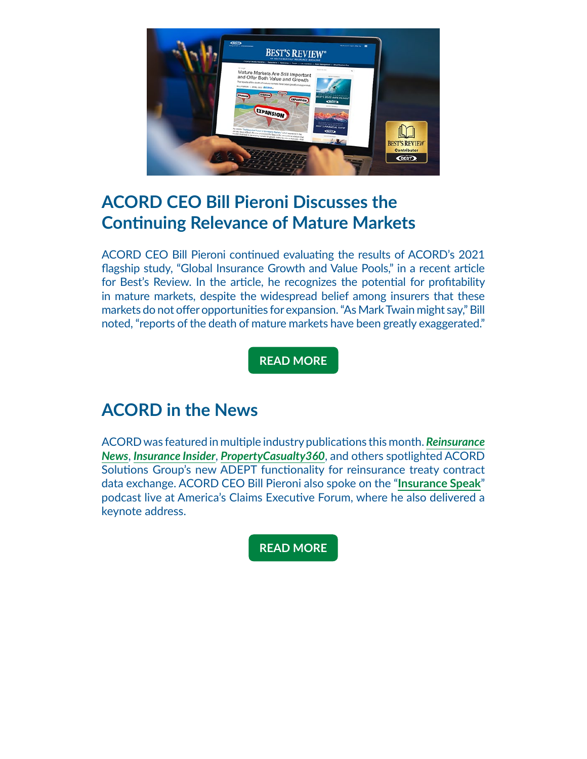## ACORD CEO Bill Pieroni Discusses the Continuing Relevance of Mature Markets

ACORD CEO Bill Pieroni continued evaluating the results of ACORD's 2021 flagship study, "Global Insurance Growth and Value Pools," in a recent article for Best's Review. In the article, he recognizes the potential for profitability in mature markets, despite the widespread belief among insurers that these markets do not offer opportunities for expansion. "As Mark Twain might say," Bill noted, "reports of the death of mature markets have been greatly exaggerated."

READ MORE

## ACORD in the News

ACORD was featured in multiple industry publications this month. ***Reinsurance News***, ***Insurance Insider***, ***PropertyCasualty360***, and others spotlighted ACORD Solutions Group's new ADEPT functionality for reinsurance treaty contract data exchange. ACORD CEO Bill Pieroni also spoke on the "**Insurance Speak**" podcast live at America's Claims Executive Forum, where he also delivered a keynote address.

READ MORE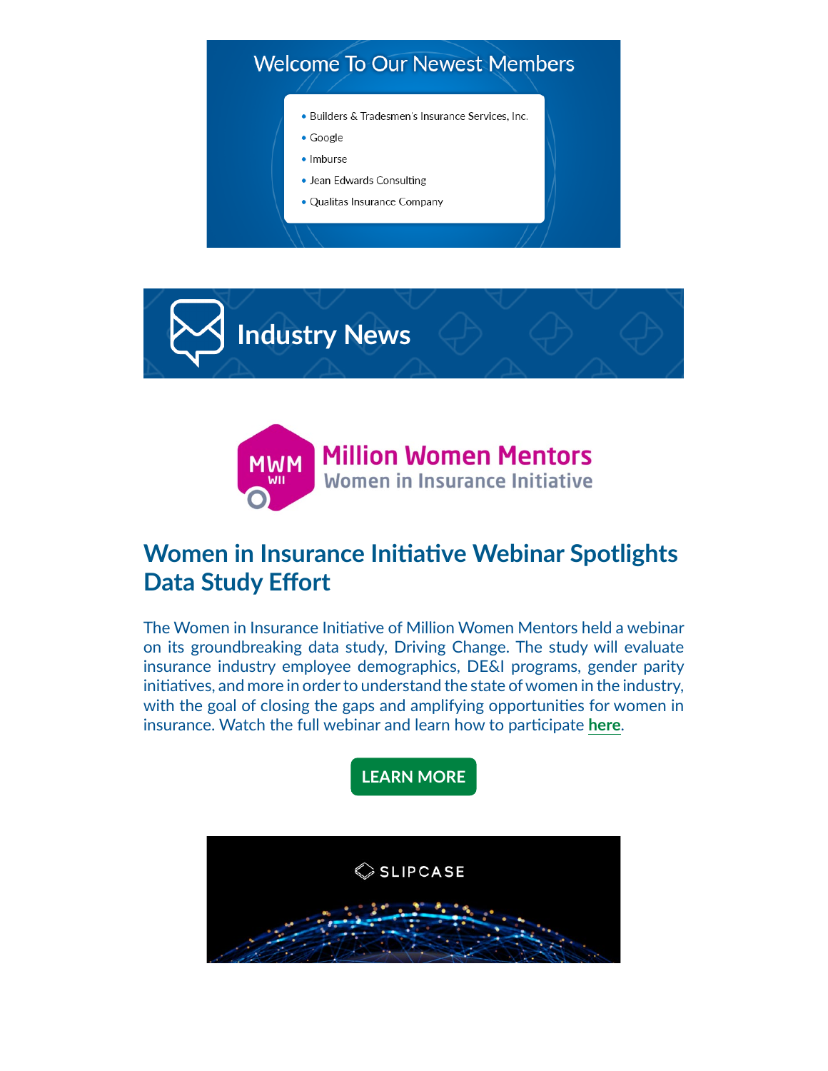## Welcome To Our Newest Members

- Builders & Tradesmen's Insurance Services, Inc.
- Google
- Imburse
- Jean Edwards Consulting
- Qualitas Insurance Company

# Industry News

**Million Women Mentors**
Women in Insurance Initiative

## Women in Insurance Initiative Webinar Spotlights Data Study Effort

The Women in Insurance Initiative of Million Women Mentors held a webinar on its groundbreaking data study, Driving Change. The study will evaluate insurance industry employee demographics, DE&I programs, gender parity initiatives, and more in order to understand the state of women in the industry, with the goal of closing the gaps and amplifying opportunities for women in insurance. Watch the full webinar and learn how to participate **here**.

LEARN MORE

SLIPCASE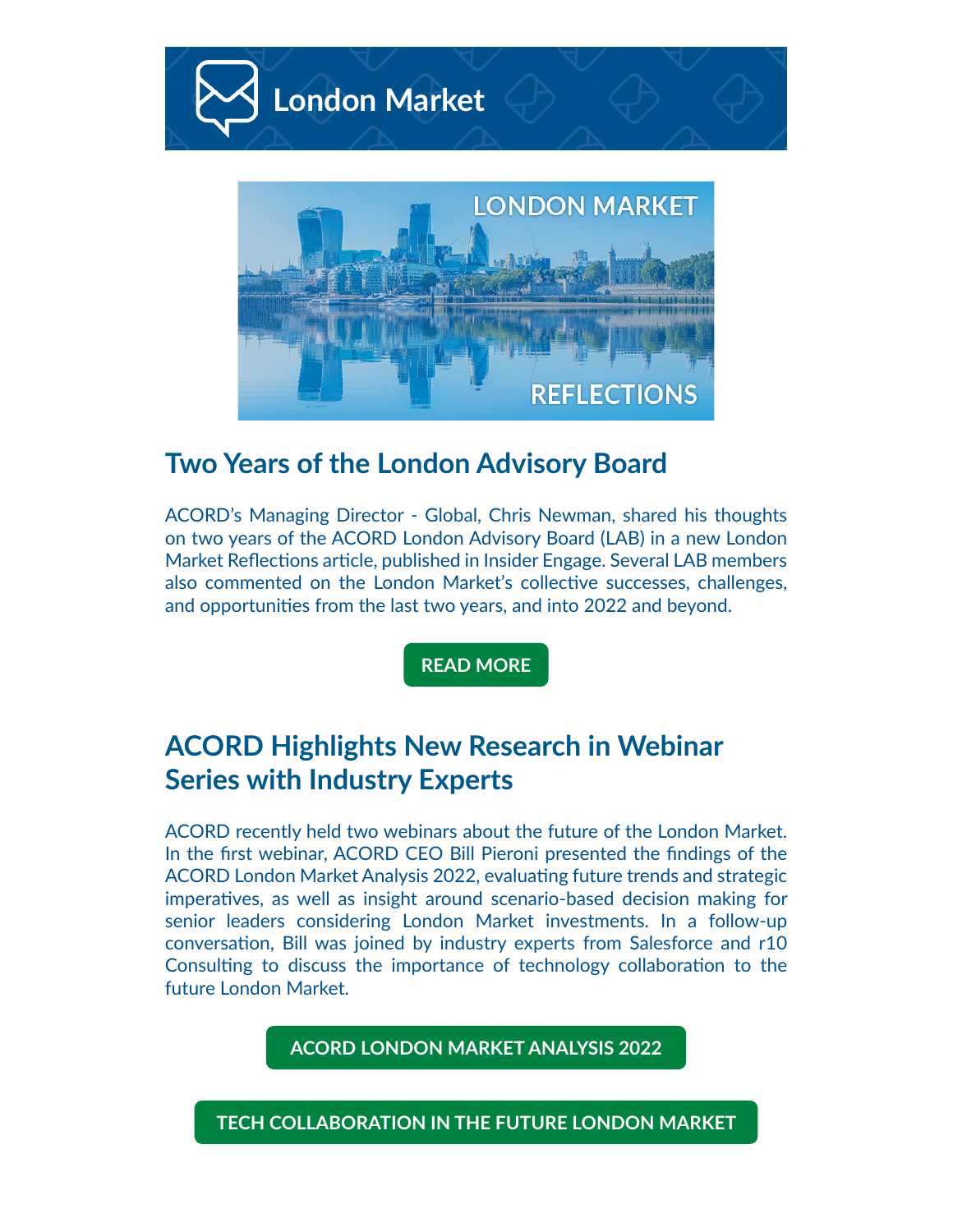# London Market

## Two Years of the London Advisory Board

ACORD's Managing Director - Global, Chris Newman, shared his thoughts on two years of the ACORD London Advisory Board (LAB) in a new London Market Reflections article, published in Insider Engage. Several LAB members also commented on the London Market's collective successes, challenges, and opportunities from the last two years, and into 2022 and beyond.

READ MORE

## ACORD Highlights New Research in Webinar Series with Industry Experts

ACORD recently held two webinars about the future of the London Market. In the first webinar, ACORD CEO Bill Pieroni presented the findings of the ACORD London Market Analysis 2022, evaluating future trends and strategic imperatives, as well as insight around scenario-based decision making for senior leaders considering London Market investments. In a follow-up conversation, Bill was joined by industry experts from Salesforce and r10 Consulting to discuss the importance of technology collaboration to the future London Market.

ACORD LONDON MARKET ANALYSIS 2022

TECH COLLABORATION IN THE FUTURE LONDON MARKET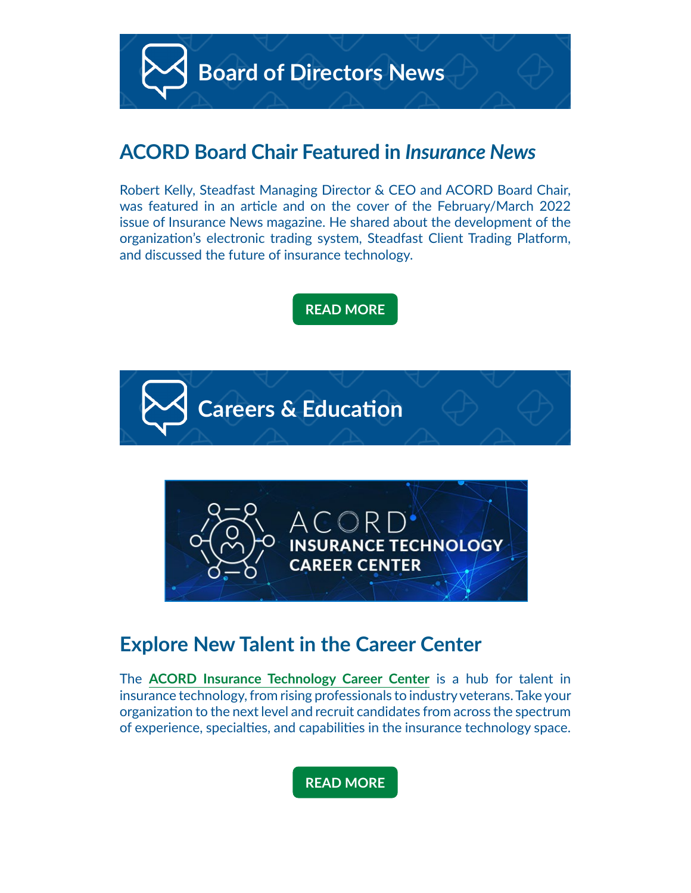# Board of Directors News

## ACORD Board Chair Featured in *Insurance News*

Robert Kelly, Steadfast Managing Director & CEO and ACORD Board Chair, was featured in an article and on the cover of the February/March 2022 issue of Insurance News magazine. He shared about the development of the organization's electronic trading system, Steadfast Client Trading Platform, and discussed the future of insurance technology.

**READ MORE**

# Careers & Education

ACORD INSURANCE TECHNOLOGY CAREER CENTER

## Explore New Talent in the Career Center

The **ACORD Insurance Technology Career Center** is a hub for talent in insurance technology, from rising professionals to industry veterans. Take your organization to the next level and recruit candidates from across the spectrum of experience, specialties, and capabilities in the insurance technology space.

**READ MORE**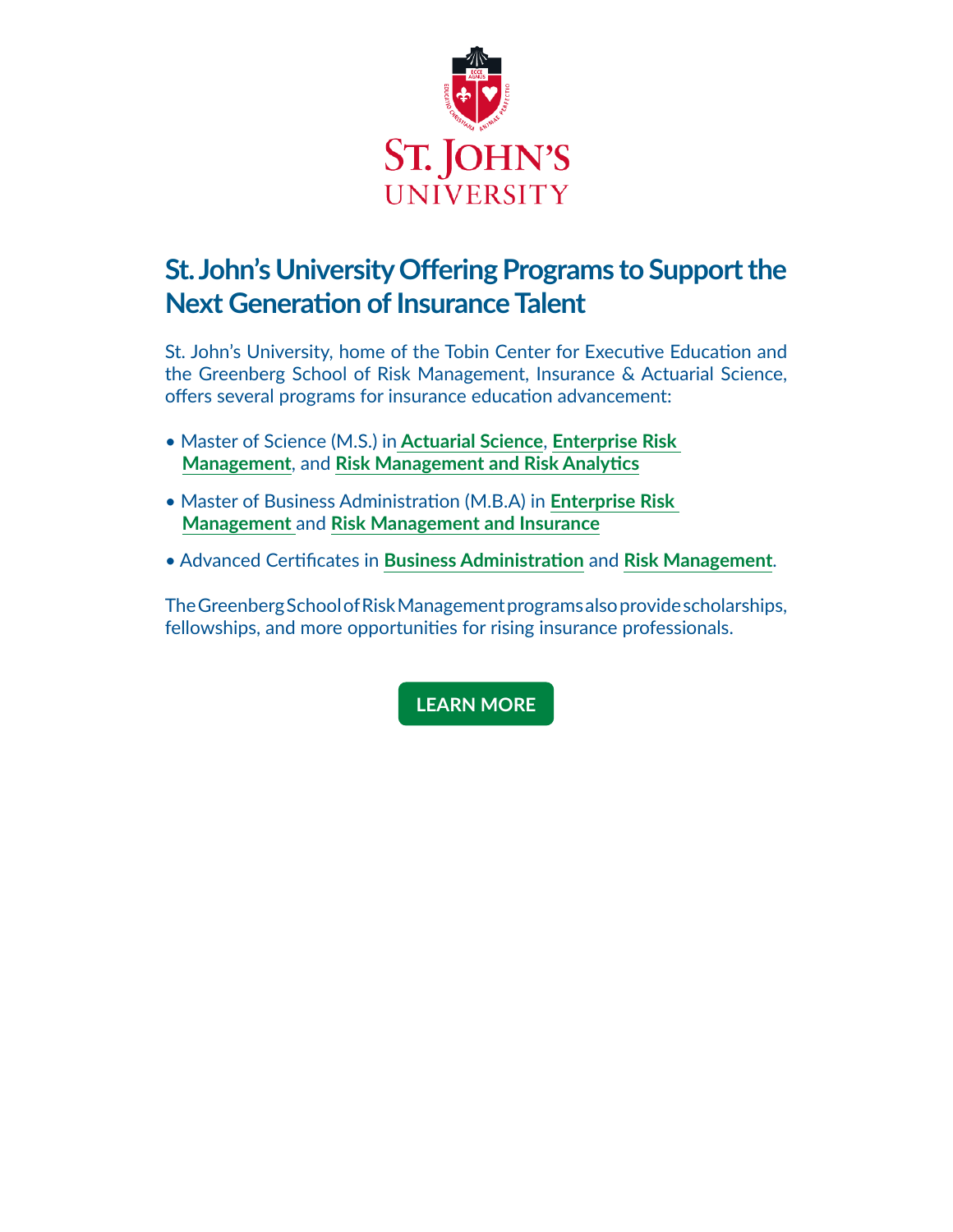St. John's University

## St. John's University Offering Programs to Support the Next Generation of Insurance Talent

St. John's University, home of the Tobin Center for Executive Education and the Greenberg School of Risk Management, Insurance & Actuarial Science, offers several programs for insurance education advancement:

- Master of Science (M.S.) in **Actuarial Science**, **Enterprise Risk Management**, and **Risk Management and Risk Analytics**
- Master of Business Administration (M.B.A) in **Enterprise Risk Management** and **Risk Management and Insurance**
- Advanced Certificates in **Business Administration** and **Risk Management**.

The Greenberg School of Risk Management programs also provide scholarships, fellowships, and more opportunities for rising insurance professionals.

**LEARN MORE**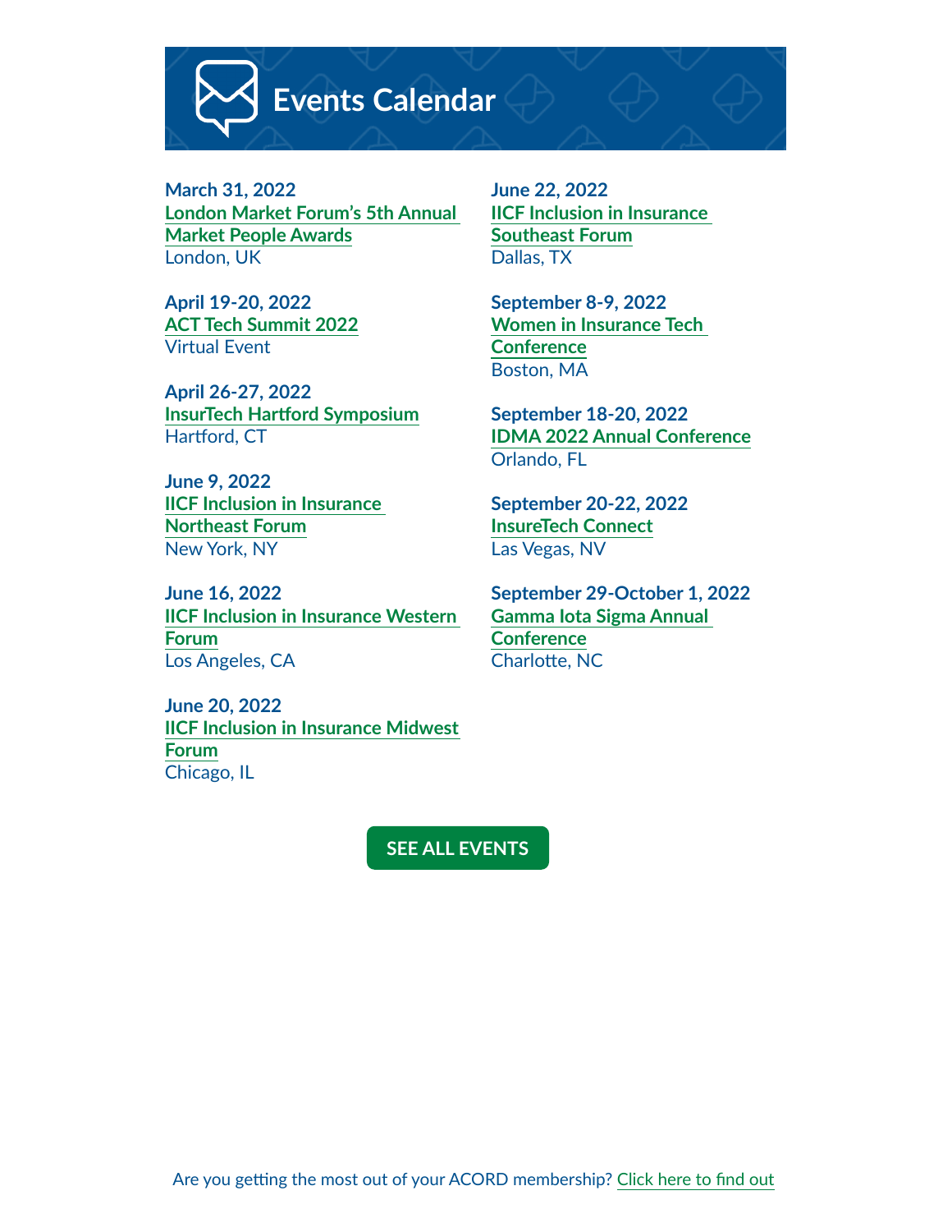# Events Calendar

**March 31, 2022**
**London Market Forum's 5th Annual Market People Awards**
London, UK

**April 19-20, 2022**
**ACT Tech Summit 2022**
Virtual Event

**April 26-27, 2022**
**InsurTech Hartford Symposium**
Hartford, CT

**June 9, 2022**
**IICF Inclusion in Insurance Northeast Forum**
New York, NY

**June 16, 2022**
**IICF Inclusion in Insurance Western Forum**
Los Angeles, CA

**June 20, 2022**
**IICF Inclusion in Insurance Midwest Forum**
Chicago, IL

**June 22, 2022**
**IICF Inclusion in Insurance Southeast Forum**
Dallas, TX

**September 8-9, 2022**
**Women in Insurance Tech Conference**
Boston, MA

**September 18-20, 2022**
**IDMA 2022 Annual Conference**
Orlando, FL

**September 20-22, 2022**
**InsureTech Connect**
Las Vegas, NV

**September 29-October 1, 2022**
**Gamma Iota Sigma Annual Conference**
Charlotte, NC

**SEE ALL EVENTS**

Are you getting the most out of your ACORD membership? Click here to find out